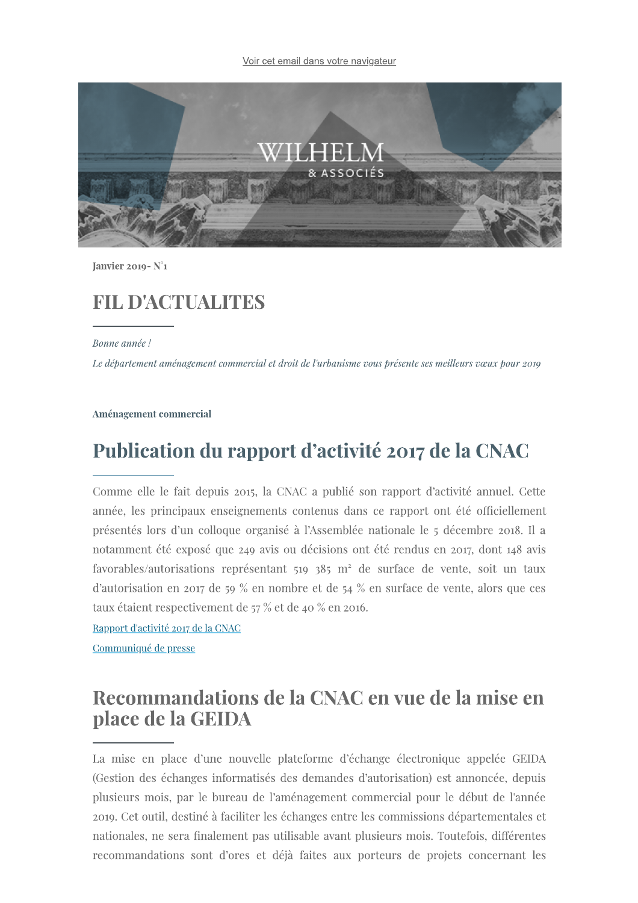Voir cet email dans votre navigateur

WILHELM
& ASSOCIÉS

**Janvier 2019- N°1**

# FIL D'ACTUALITES

*Bonne année !*

*Le département aménagement commercial et droit de l'urbanisme vous présente ses meilleurs vœux pour 2019*

**Aménagement commercial**

## Publication du rapport d'activité 2017 de la CNAC

Comme elle le fait depuis 2015, la CNAC a publié son rapport d'activité annuel. Cette année, les principaux enseignements contenus dans ce rapport ont été officiellement présentés lors d'un colloque organisé à l'Assemblée nationale le 5 décembre 2018. Il a notamment été exposé que 249 avis ou décisions ont été rendus en 2017, dont 148 avis favorables/autorisations représentant 519 385 m² de surface de vente, soit un taux d'autorisation en 2017 de 59 % en nombre et de 54 % en surface de vente, alors que ces taux étaient respectivement de 57 % et de 40 % en 2016.

Rapport d'activité 2017 de la CNAC

Communiqué de presse

## Recommandations de la CNAC en vue de la mise en place de la GEIDA

La mise en place d'une nouvelle plateforme d'échange électronique appelée GEIDA (Gestion des échanges informatisés des demandes d'autorisation) est annoncée, depuis plusieurs mois, par le bureau de l'aménagement commercial pour le début de l'année 2019. Cet outil, destiné à faciliter les échanges entre les commissions départementales et nationales, ne sera finalement pas utilisable avant plusieurs mois. Toutefois, différentes recommandations sont d'ores et déjà faites aux porteurs de projets concernant les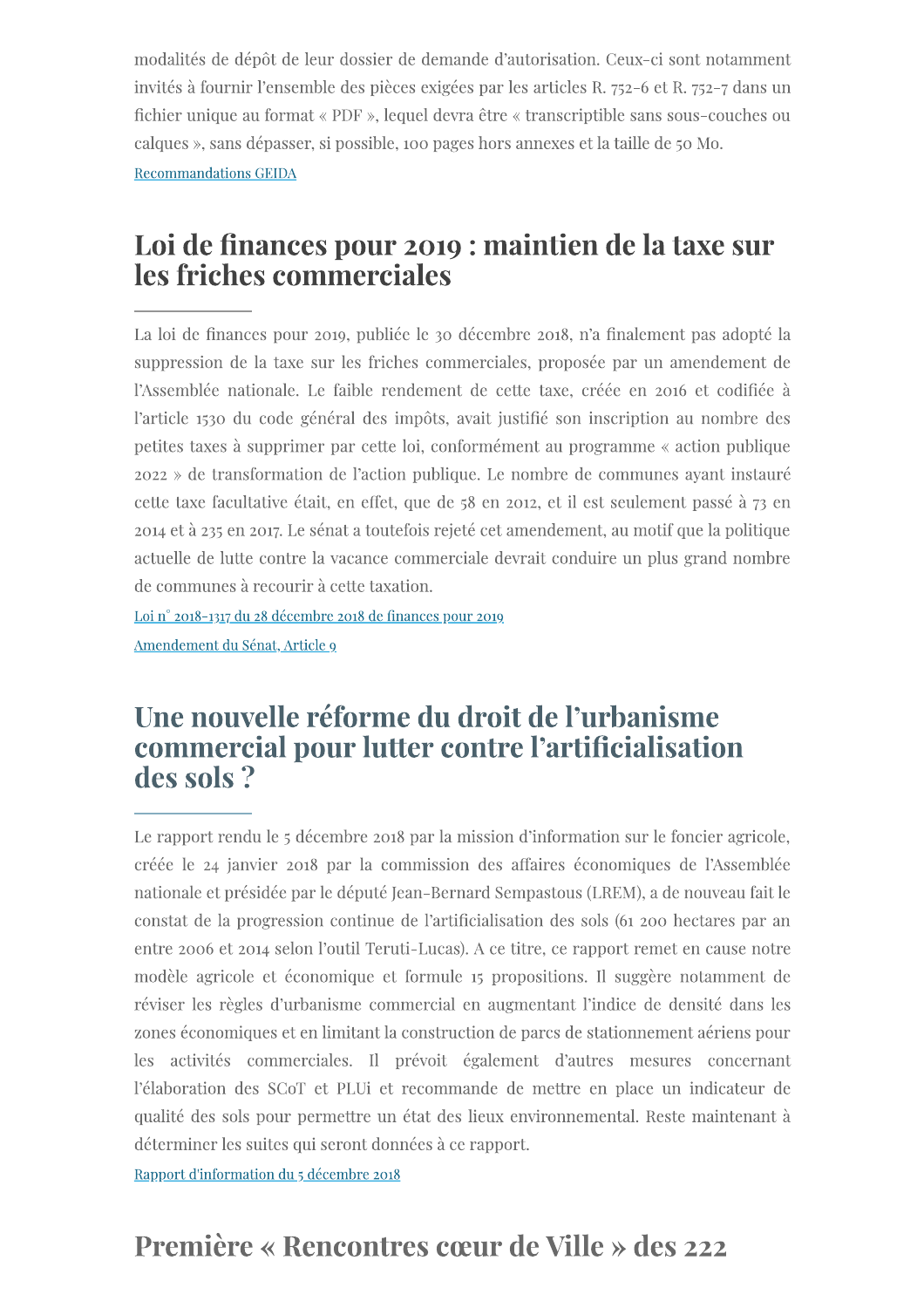modalités de dépôt de leur dossier de demande d'autorisation. Ceux-ci sont notamment invités à fournir l'ensemble des pièces exigées par les articles R. 752-6 et R. 752-7 dans un fichier unique au format « PDF », lequel devra être « transcriptible sans sous-couches ou calques », sans dépasser, si possible, 100 pages hors annexes et la taille de 50 Mo.

Recommandations GEIDA

## Loi de finances pour 2019 : maintien de la taxe sur les friches commerciales

La loi de finances pour 2019, publiée le 30 décembre 2018, n'a finalement pas adopté la suppression de la taxe sur les friches commerciales, proposée par un amendement de l'Assemblée nationale. Le faible rendement de cette taxe, créée en 2016 et codifiée à l'article 1530 du code général des impôts, avait justifié son inscription au nombre des petites taxes à supprimer par cette loi, conformément au programme « action publique 2022 » de transformation de l'action publique. Le nombre de communes ayant instauré cette taxe facultative était, en effet, que de 58 en 2012, et il est seulement passé à 73 en 2014 et à 235 en 2017. Le sénat a toutefois rejeté cet amendement, au motif que la politique actuelle de lutte contre la vacance commerciale devrait conduire un plus grand nombre de communes à recourir à cette taxation.

Loi n° 2018-1317 du 28 décembre 2018 de finances pour 2019

Amendement du Sénat, Article 9

## Une nouvelle réforme du droit de l'urbanisme commercial pour lutter contre l'artificialisation des sols ?

Le rapport rendu le 5 décembre 2018 par la mission d'information sur le foncier agricole, créée le 24 janvier 2018 par la commission des affaires économiques de l'Assemblée nationale et présidée par le député Jean-Bernard Sempastous (LREM), a de nouveau fait le constat de la progression continue de l'artificialisation des sols (61 200 hectares par an entre 2006 et 2014 selon l'outil Teruti-Lucas). A ce titre, ce rapport remet en cause notre modèle agricole et économique et formule 15 propositions. Il suggère notamment de réviser les règles d'urbanisme commercial en augmentant l'indice de densité dans les zones économiques et en limitant la construction de parcs de stationnement aériens pour les activités commerciales. Il prévoit également d'autres mesures concernant l'élaboration des SCoT et PLUi et recommande de mettre en place un indicateur de qualité des sols pour permettre un état des lieux environnemental. Reste maintenant à déterminer les suites qui seront données à ce rapport.

Rapport d'information du 5 décembre 2018

## Première « Rencontres cœur de Ville » des 222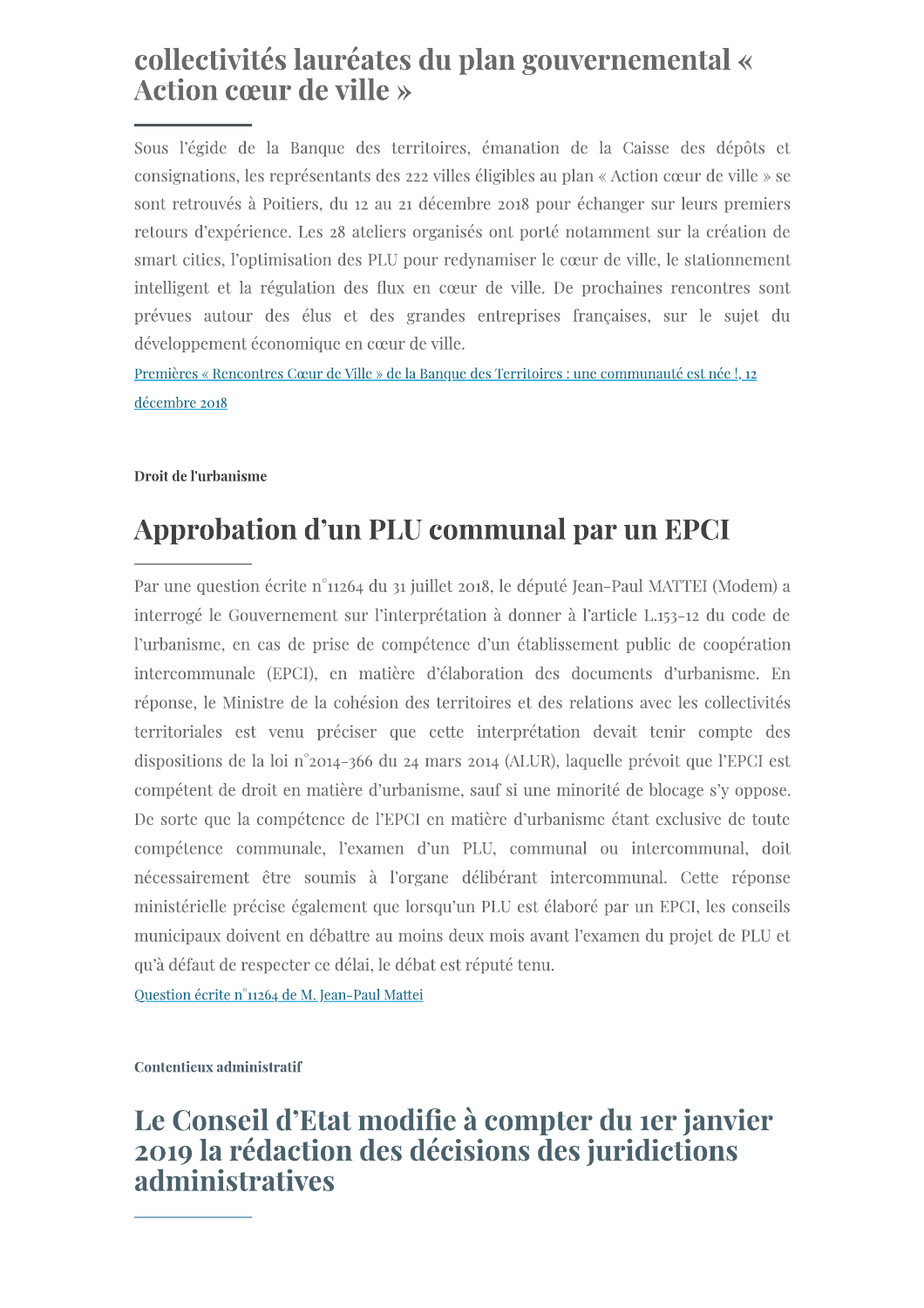## collectivités lauréates du plan gouvernemental « Action cœur de ville »

Sous l'égide de la Banque des territoires, émanation de la Caisse des dépôts et consignations, les représentants des 222 villes éligibles au plan « Action cœur de ville » se sont retrouvés à Poitiers, du 12 au 21 décembre 2018 pour échanger sur leurs premiers retours d'expérience. Les 28 ateliers organisés ont porté notamment sur la création de smart cities, l'optimisation des PLU pour redynamiser le cœur de ville, le stationnement intelligent et la régulation des flux en cœur de ville. De prochaines rencontres sont prévues autour des élus et des grandes entreprises françaises, sur le sujet du développement économique en cœur de ville.

Premières « Rencontres Cœur de Ville » de la Banque des Territoires : une communauté est née !, 12 décembre 2018

**Droit de l'urbanisme**

## Approbation d'un PLU communal par un EPCI

Par une question écrite n°11264 du 31 juillet 2018, le député Jean-Paul MATTEI (Modem) a interrogé le Gouvernement sur l'interprétation à donner à l'article L.153-12 du code de l'urbanisme, en cas de prise de compétence d'un établissement public de coopération intercommunale (EPCI), en matière d'élaboration des documents d'urbanisme. En réponse, le Ministre de la cohésion des territoires et des relations avec les collectivités territoriales est venu préciser que cette interprétation devait tenir compte des dispositions de la loi n°2014-366 du 24 mars 2014 (ALUR), laquelle prévoit que l'EPCI est compétent de droit en matière d'urbanisme, sauf si une minorité de blocage s'y oppose. De sorte que la compétence de l'EPCI en matière d'urbanisme étant exclusive de toute compétence communale, l'examen d'un PLU, communal ou intercommunal, doit nécessairement être soumis à l'organe délibérant intercommunal. Cette réponse ministérielle précise également que lorsqu'un PLU est élaboré par un EPCI, les conseils municipaux doivent en débattre au moins deux mois avant l'examen du projet de PLU et qu'à défaut de respecter ce délai, le débat est réputé tenu.

Question écrite n°11264 de M. Jean-Paul Mattei

**Contentieux administratif**

## Le Conseil d'Etat modifie à compter du 1er janvier 2019 la rédaction des décisions des juridictions administratives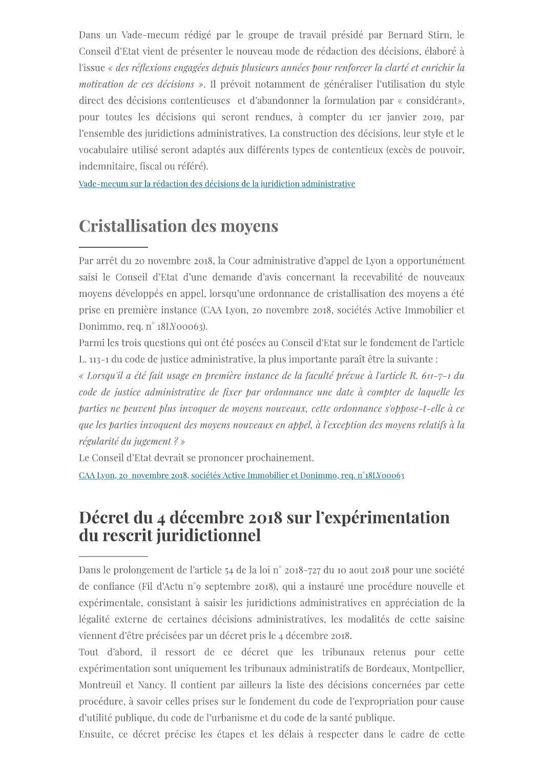Dans un Vade-mecum rédigé par le groupe de travail présidé par Bernard Stirn, le Conseil d'Etat vient de présenter le nouveau mode de rédaction des décisions, élaboré à l'issue *« des réflexions engagées depuis plusieurs années pour renforcer la clarté et enrichir la motivation de ces décisions »*. Il prévoit notamment de généraliser l'utilisation du style direct des décisions contentieuses et d'abandonner la formulation par « considérant», pour toutes les décisions qui seront rendues, à compter du 1er janvier 2019, par l'ensemble des juridictions administratives. La construction des décisions, leur style et le vocabulaire utilisé seront adaptés aux différents types de contentieux (excès de pouvoir, indemnitaire, fiscal ou référé).

Vade-mecum sur la rédaction des décisions de la juridiction administrative

## Cristallisation des moyens

Par arrêt du 20 novembre 2018, la Cour administrative d'appel de Lyon a opportunément saisi le Conseil d'Etat d'une demande d'avis concernant la recevabilité de nouveaux moyens développés en appel, lorsqu'une ordonnance de cristallisation des moyens a été prise en première instance (CAA Lyon, 20 novembre 2018, sociétés Active Immobilier et Donimmo, req. n° 18LY00063).

Parmi les trois questions qui ont été posées au Conseil d'Etat sur le fondement de l'article L. 113-1 du code de justice administrative, la plus importante paraît être la suivante :

*« Lorsqu'il a été fait usage en première instance de la faculté prévue à l'article R. 611-7-1 du code de justice administrative de fixer par ordonnance une date à compter de laquelle les parties ne peuvent plus invoquer de moyens nouveaux, cette ordonnance s'oppose-t-elle à ce que les parties invoquent des moyens nouveaux en appel, à l'exception des moyens relatifs à la régularité du jugement ? »*

Le Conseil d'Etat devrait se prononcer prochainement.

CAA Lyon, 20 novembre 2018, sociétés Active Immobilier et Donimmo, req. n°18LY00063

## Décret du 4 décembre 2018 sur l'expérimentation du rescrit juridictionnel

Dans le prolongement de l'article 54 de la loi n° 2018-727 du 10 aout 2018 pour une société de confiance (Fil d'Actu n°9 septembre 2018), qui a instauré une procédure nouvelle et expérimentale, consistant à saisir les juridictions administratives en appréciation de la légalité externe de certaines décisions administratives, les modalités de cette saisine viennent d'être précisées par un décret pris le 4 décembre 2018.

Tout d'abord, il ressort de ce décret que les tribunaux retenus pour cette expérimentation sont uniquement les tribunaux administratifs de Bordeaux, Montpellier, Montreuil et Nancy. Il contient par ailleurs la liste des décisions concernées par cette procédure, à savoir celles prises sur le fondement du code de l'expropriation pour cause d'utilité publique, du code de l'urbanisme et du code de la santé publique.

Ensuite, ce décret précise les étapes et les délais à respecter dans le cadre de cette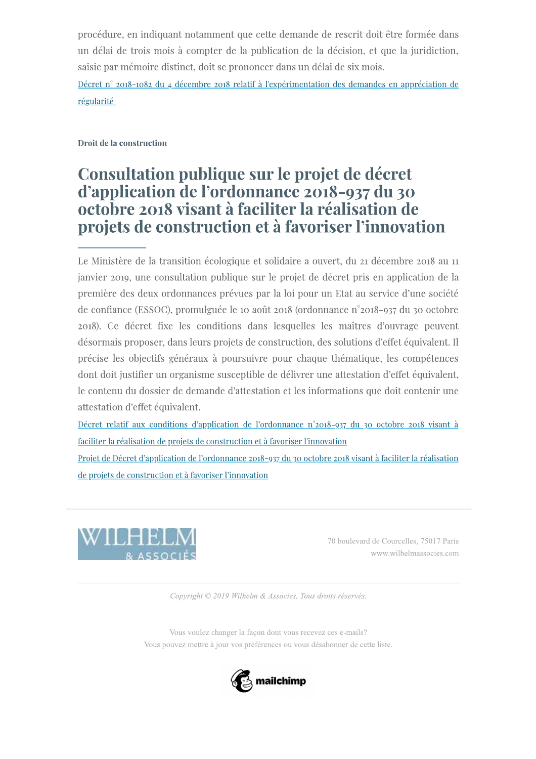procédure, en indiquant notamment que cette demande de rescrit doit être formée dans un délai de trois mois à compter de la publication de la décision, et que la juridiction, saisie par mémoire distinct, doit se prononcer dans un délai de six mois.

Décret n° 2018-1082 du 4 décembre 2018 relatif à l'expérimentation des demandes en appréciation de régularité

**Droit de la construction**

# Consultation publique sur le projet de décret d'application de l'ordonnance 2018-937 du 30 octobre 2018 visant à faciliter la réalisation de projets de construction et à favoriser l'innovation

Le Ministère de la transition écologique et solidaire a ouvert, du 21 décembre 2018 au 11 janvier 2019, une consultation publique sur le projet de décret pris en application de la première des deux ordonnances prévues par la loi pour un Etat au service d'une société de confiance (ESSOC), promulguée le 10 août 2018 (ordonnance n°2018-937 du 30 octobre 2018). Ce décret fixe les conditions dans lesquelles les maîtres d'ouvrage peuvent désormais proposer, dans leurs projets de construction, des solutions d'effet équivalent. Il précise les objectifs généraux à poursuivre pour chaque thématique, les compétences dont doit justifier un organisme susceptible de délivrer une attestation d'effet équivalent, le contenu du dossier de demande d'attestation et les informations que doit contenir une attestation d'effet équivalent.

Décret relatif aux conditions d'application de l'ordonnance n°2018-937 du 30 octobre 2018 visant à faciliter la réalisation de projets de construction et à favoriser l'innovation

Projet de Décret d'application de l'ordonnance 2018-937 du 30 octobre 2018 visant à faciliter la réalisation de projets de construction et à favoriser l'innovation

WILHELM & ASSOCIÉS

70 boulevard de Courcelles, 75017 Paris
www.wilhelmassocies.com

*Copyright © 2019 Wilhelm & Associés, Tous droits réservés.*

Vous voulez changer la façon dont vous recevez ces e-mails?
Vous pouvez mettre à jour vos préférences ou vous désabonner de cette liste.

mailchimp